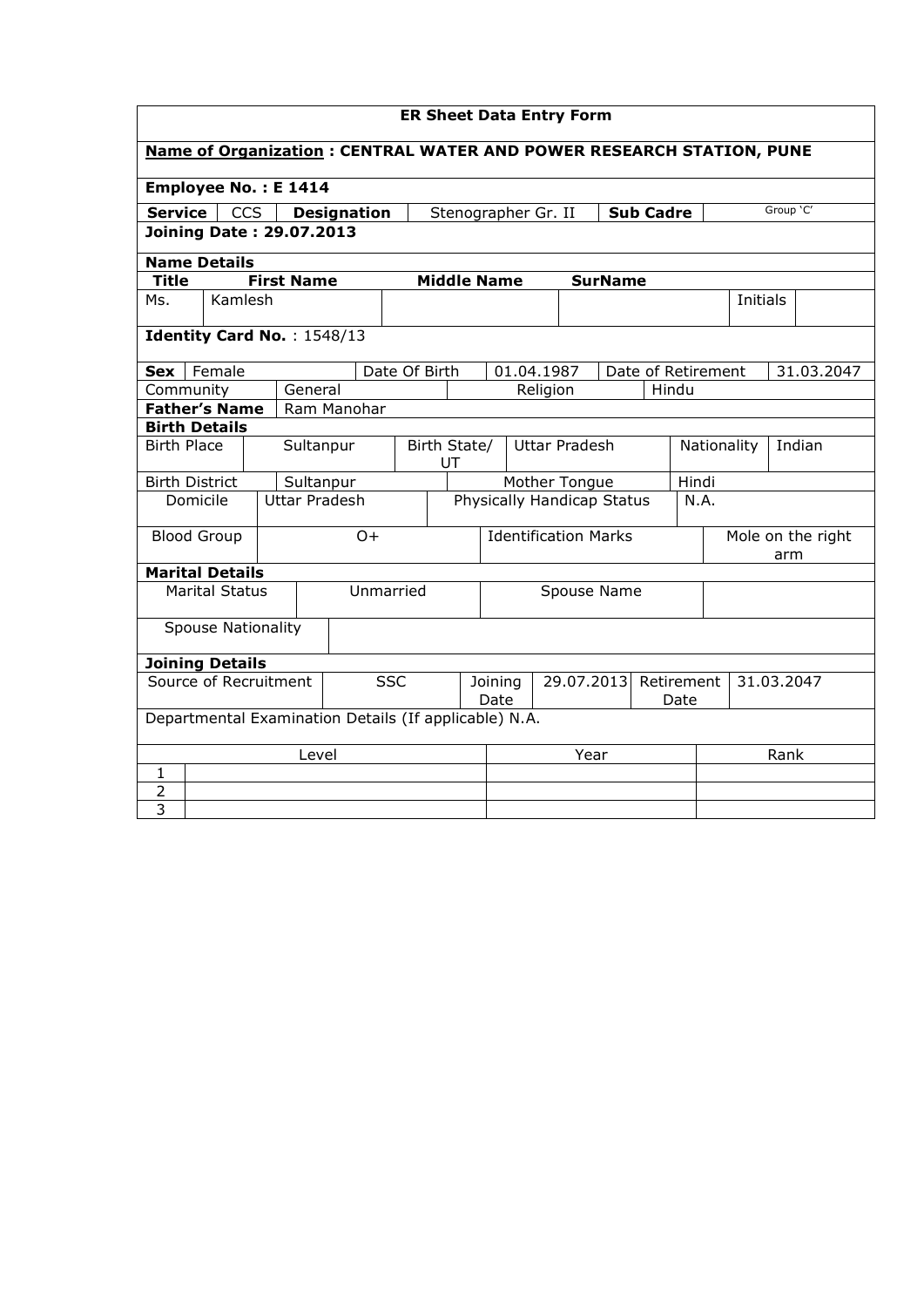## ER Sheet Data Entry Form

**Name of Organization : CENTRAL WATER AND POWER RESEARCH STATION, PUNE**

**Employee No. : E 1414**

| **Service** | CCS | **Designation** | Stenographer Gr. II | **Sub Cadre** | Group 'C' |
|---|---|---|---|---|---|

**Joining Date : 29.07.2013**

**Name Details**

| **Title** | **First Name** | **Middle Name** | **SurName** | | |
|---|---|---|---|---|---|
| Ms. | Kamlesh | | | Initials | |

**Identity Card No.** : 1548/13

| **Sex** | Female | Date Of Birth | 01.04.1987 | Date of Retirement | 31.03.2047 |
|---|---|---|---|---|---|
| Community | General | Religion | Hindu | | |
| **Father's Name** | Ram Manohar | | | | |

**Birth Details**

| Birth Place | Sultanpur | Birth State/ UT | Uttar Pradesh | Nationality | Indian |
|---|---|---|---|---|---|
| Birth District | Sultanpur | Mother Tongue | Hindi | | |
| Domicile | Uttar Pradesh | Physically Handicap Status | N.A. | | |
| Blood Group | O+ | Identification Marks | Mole on the right arm | | |

**Marital Details**

| Marital Status | Unmarried | Spouse Name | |
|---|---|---|---|
| Spouse Nationality | | | |

**Joining Details**

| Source of Recruitment | SSC | Joining Date | 29.07.2013 | Retirement Date | 31.03.2047 |
|---|---|---|---|---|---|

Departmental Examination Details (If applicable) N.A.

| | Level | Year | Rank |
|---|---|---|---|
| 1 | | | |
| 2 | | | |
| 3 | | | |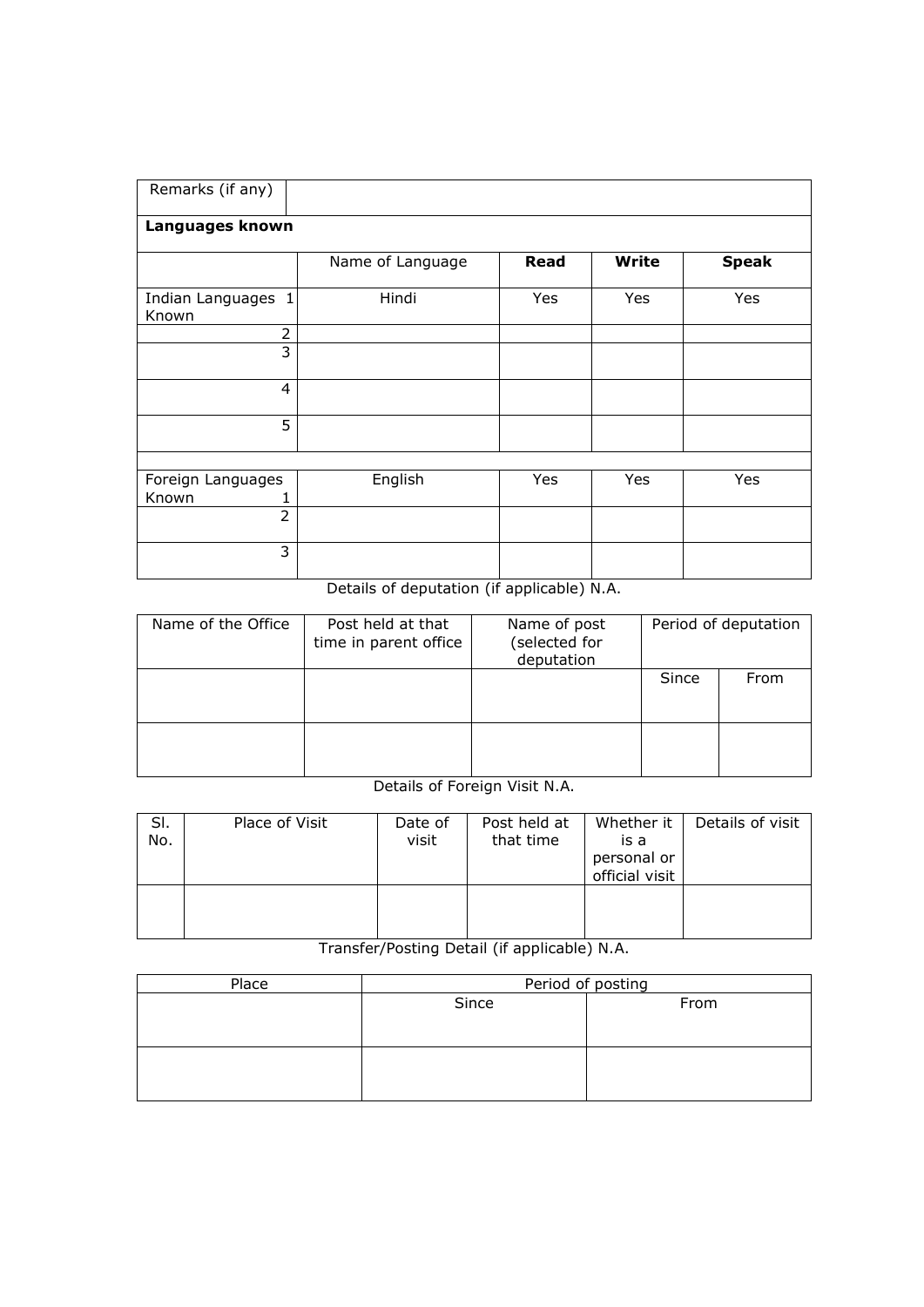| Remarks (if any) | | | | |
|---|---|---|---|---|
| **Languages known** | | | | |
| | Name of Language | **Read** | **Write** | **Speak** |
| Indian Languages Known 1 | Hindi | Yes | Yes | Yes |
| 2 | | | | |
| 3 | | | | |
| 4 | | | | |
| 5 | | | | |
| | | | | |
| Foreign Languages Known 1 | English | Yes | Yes | Yes |
| 2 | | | | |
| 3 | | | | |

Details of deputation (if applicable) N.A.

| Name of the Office | Post held at that time in parent office | Name of post (selected for deputation | Period of deputation | |
|---|---|---|---|---|
| | | | Since | From |
| | | | | |

Details of Foreign Visit N.A.

| Sl. No. | Place of Visit | Date of visit | Post held at that time | Whether it is a personal or official visit | Details of visit |
|---|---|---|---|---|---|
| | | | | | |

Transfer/Posting Detail (if applicable) N.A.

| Place | Period of posting | |
|---|---|---|
| | Since | From |
| | | |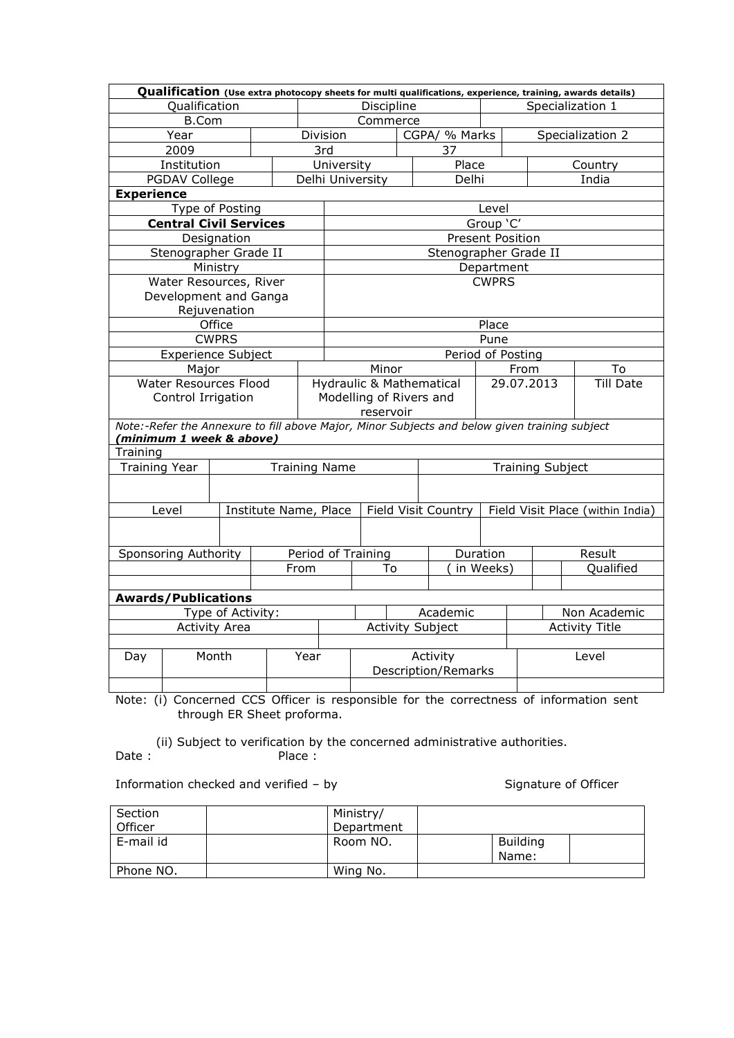**Qualification** *(Use extra photocopy sheets for multi qualifications, experience, training, awards details)*

| Qualification | Discipline | Specialization 1 |
|---|---|---|
| B.Com | Commerce | |

| Year | Division | CGPA/ % Marks | Specialization 2 |
|---|---|---|---|
| 2009 | 3rd | 37 | |

| Institution | University | Place | Country |
|---|---|---|---|
| PGDAV College | Delhi University | Delhi | India |

**Experience**

| Type of Posting | Level |
|---|---|
| **Central Civil Services** | Group 'C' |
| Designation | Present Position |
| Stenographer Grade II | Stenographer Grade II |
| Ministry | Department |
| Water Resources, River Development and Ganga Rejuvenation | CWPRS |
| Office | Place |
| CWPRS | Pune |

| Experience Subject | | Period of Posting | |
|---|---|---|---|
| Major | Minor | From | To |
| Water Resources Flood Control Irrigation | Hydraulic & Mathematical Modelling of Rivers and reservoir | 29.07.2013 | Till Date |

*Note:-Refer the Annexure to fill above Major, Minor Subjects and below given training subject **(minimum 1 week & above)***

Training

| Training Year | Training Name | Training Subject |
|---|---|---|
| | | |

| Level | Institute Name, Place | Field Visit Country | Field Visit Place (within India) |
|---|---|---|---|
| | | | |

| Sponsoring Authority | Period of Training | | Duration | Result | |
|---|---|---|---|---|---|
| | From | To | ( in Weeks) | | Qualified |
| | | | | | |

**Awards/Publications**

| Type of Activity: | | Academic | | Non Academic |
|---|---|---|---|---|
| Activity Area | | Activity Subject | | Activity Title |
| | | | | |

| Day | Month | Year | Activity Description/Remarks | Level |
|---|---|---|---|---|
| | | | | |

Note: (i) Concerned CCS Officer is responsible for the correctness of information sent through ER Sheet proforma.

(ii) Subject to verification by the concerned administrative authorities.

Date : Place :

Information checked and verified – by Signature of Officer

| | | | | | |
|---|---|---|---|---|---|
| Section Officer | | Ministry/ Department | | | |
| E-mail id | | Room NO. | | Building Name: | |
| Phone NO. | | Wing No. | | | |